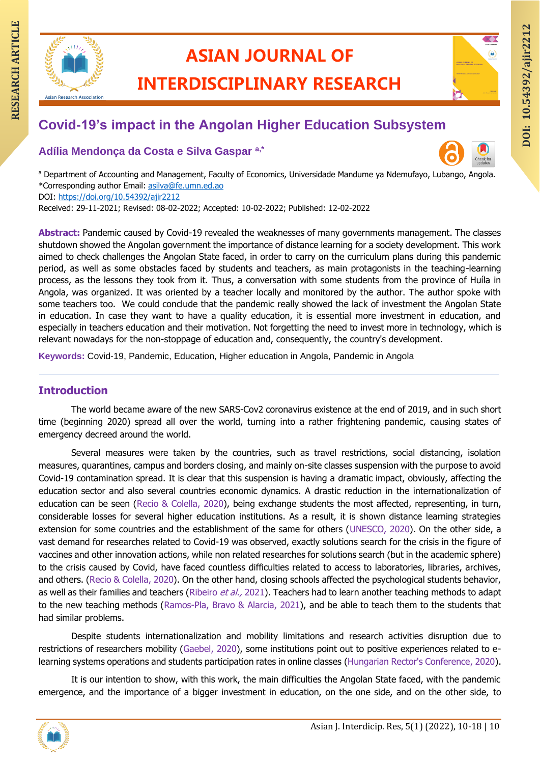# Covid-19's impact in the Angolan Higher Education Subsystem

**Adília Mendonça da Costa e Silva Gaspar** [a,*]

[a] Department of Accounting and Management, Faculty of Economics, Universidade Mandume ya Ndemufayo, Lubango, Angola.
*Corresponding author Email: asilva@fe.umn.ed.ao
DOI: https://doi.org/10.54392/ajir2212
Received: 29-11-2021; Revised: 08-02-2022; Accepted: 10-02-2022; Published: 12-02-2022

**Abstract:** Pandemic caused by Covid-19 revealed the weaknesses of many governments management. The classes shutdown showed the Angolan government the importance of distance learning for a society development. This work aimed to check challenges the Angolan State faced, in order to carry on the curriculum plans during this pandemic period, as well as some obstacles faced by students and teachers, as main protagonists in the teaching-learning process, as the lessons they took from it. Thus, a conversation with some students from the province of Huíla in Angola, was organized. It was oriented by a teacher locally and monitored by the author. The author spoke with some teachers too. We could conclude that the pandemic really showed the lack of investment the Angolan State in education. In case they want to have a quality education, it is essential more investment in education, and especially in teachers education and their motivation. Not forgetting the need to invest more in technology, which is relevant nowadays for the non-stoppage of education and, consequently, the country's development.

**Keywords:** Covid-19, Pandemic, Education, Higher education in Angola, Pandemic in Angola

## Introduction

The world became aware of the new SARS-Cov2 coronavirus existence at the end of 2019, and in such short time (beginning 2020) spread all over the world, turning into a rather frightening pandemic, causing states of emergency decreed around the world.

Several measures were taken by the countries, such as travel restrictions, social distancing, isolation measures, quarantines, campus and borders closing, and mainly on-site classes suspension with the purpose to avoid Covid-19 contamination spread. It is clear that this suspension is having a dramatic impact, obviously, affecting the education sector and also several countries economic dynamics. A drastic reduction in the internationalization of education can be seen (Recio & Colella, 2020), being exchange students the most affected, representing, in turn, considerable losses for several higher education institutions. As a result, it is shown distance learning strategies extension for some countries and the establishment of the same for others (UNESCO, 2020). On the other side, a vast demand for researches related to Covid-19 was observed, exactly solutions search for the crisis in the figure of vaccines and other innovation actions, while non related researches for solutions search (but in the academic sphere) to the crisis caused by Covid, have faced countless difficulties related to access to laboratories, libraries, archives, and others. (Recio & Colella, 2020). On the other hand, closing schools affected the psychological students behavior, as well as their families and teachers (Ribeiro *et al.,* 2021). Teachers had to learn another teaching methods to adapt to the new teaching methods (Ramos-Pla, Bravo & Alarcia, 2021), and be able to teach them to the students that had similar problems.

Despite students internationalization and mobility limitations and research activities disruption due to restrictions of researchers mobility (Gaebel, 2020), some institutions point out to positive experiences related to e-learning systems operations and students participation rates in online classes (Hungarian Rector's Conference, 2020).

It is our intention to show, with this work, the main difficulties the Angolan State faced, with the pandemic emergence, and the importance of a bigger investment in education, on the one side, and on the other side, to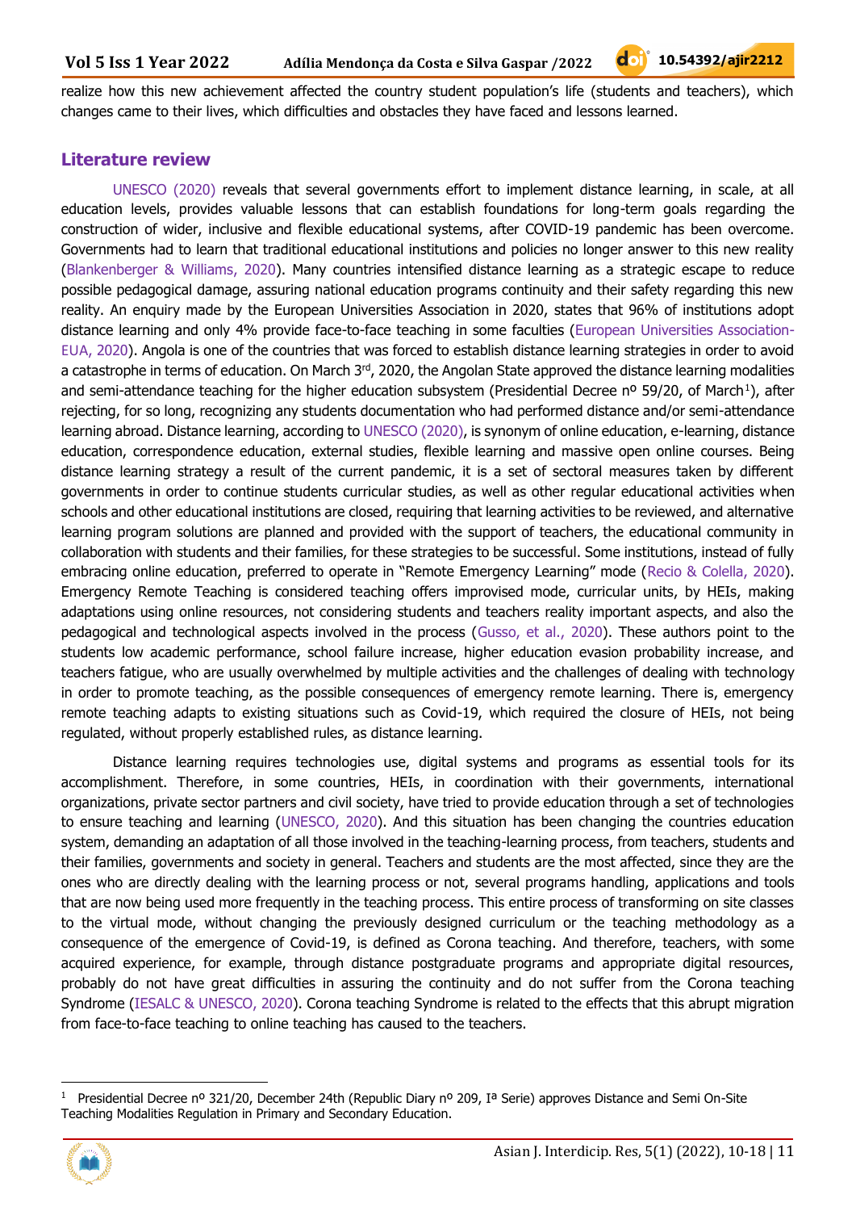realize how this new achievement affected the country student population's life (students and teachers), which changes came to their lives, which difficulties and obstacles they have faced and lessons learned.

## Literature review

UNESCO (2020) reveals that several governments effort to implement distance learning, in scale, at all education levels, provides valuable lessons that can establish foundations for long-term goals regarding the construction of wider, inclusive and flexible educational systems, after COVID-19 pandemic has been overcome. Governments had to learn that traditional educational institutions and policies no longer answer to this new reality (Blankenberger & Williams, 2020). Many countries intensified distance learning as a strategic escape to reduce possible pedagogical damage, assuring national education programs continuity and their safety regarding this new reality. An enquiry made by the European Universities Association in 2020, states that 96% of institutions adopt distance learning and only 4% provide face-to-face teaching in some faculties (European Universities Association-EUA, 2020). Angola is one of the countries that was forced to establish distance learning strategies in order to avoid a catastrophe in terms of education. On March 3rd, 2020, the Angolan State approved the distance learning modalities and semi-attendance teaching for the higher education subsystem (Presidential Decree nº 59/20, of March[1]), after rejecting, for so long, recognizing any students documentation who had performed distance and/or semi-attendance learning abroad. Distance learning, according to UNESCO (2020), is synonym of online education, e-learning, distance education, correspondence education, external studies, flexible learning and massive open online courses. Being distance learning strategy a result of the current pandemic, it is a set of sectoral measures taken by different governments in order to continue students curricular studies, as well as other regular educational activities when schools and other educational institutions are closed, requiring that learning activities to be reviewed, and alternative learning program solutions are planned and provided with the support of teachers, the educational community in collaboration with students and their families, for these strategies to be successful. Some institutions, instead of fully embracing online education, preferred to operate in "Remote Emergency Learning" mode (Recio & Colella, 2020). Emergency Remote Teaching is considered teaching offers improvised mode, curricular units, by HEIs, making adaptations using online resources, not considering students and teachers reality important aspects, and also the pedagogical and technological aspects involved in the process (Gusso, et al., 2020). These authors point to the students low academic performance, school failure increase, higher education evasion probability increase, and teachers fatigue, who are usually overwhelmed by multiple activities and the challenges of dealing with technology in order to promote teaching, as the possible consequences of emergency remote learning. There is, emergency remote teaching adapts to existing situations such as Covid-19, which required the closure of HEIs, not being regulated, without properly established rules, as distance learning.

Distance learning requires technologies use, digital systems and programs as essential tools for its accomplishment. Therefore, in some countries, HEIs, in coordination with their governments, international organizations, private sector partners and civil society, have tried to provide education through a set of technologies to ensure teaching and learning (UNESCO, 2020). And this situation has been changing the countries education system, demanding an adaptation of all those involved in the teaching-learning process, from teachers, students and their families, governments and society in general. Teachers and students are the most affected, since they are the ones who are directly dealing with the learning process or not, several programs handling, applications and tools that are now being used more frequently in the teaching process. This entire process of transforming on site classes to the virtual mode, without changing the previously designed curriculum or the teaching methodology as a consequence of the emergence of Covid-19, is defined as Corona teaching. And therefore, teachers, with some acquired experience, for example, through distance postgraduate programs and appropriate digital resources, probably do not have great difficulties in assuring the continuity and do not suffer from the Corona teaching Syndrome (IESALC & UNESCO, 2020). Corona teaching Syndrome is related to the effects that this abrupt migration from face-to-face teaching to online teaching has caused to the teachers.

[1] Presidential Decree nº 321/20, December 24th (Republic Diary nº 209, Iª Serie) approves Distance and Semi On-Site Teaching Modalities Regulation in Primary and Secondary Education.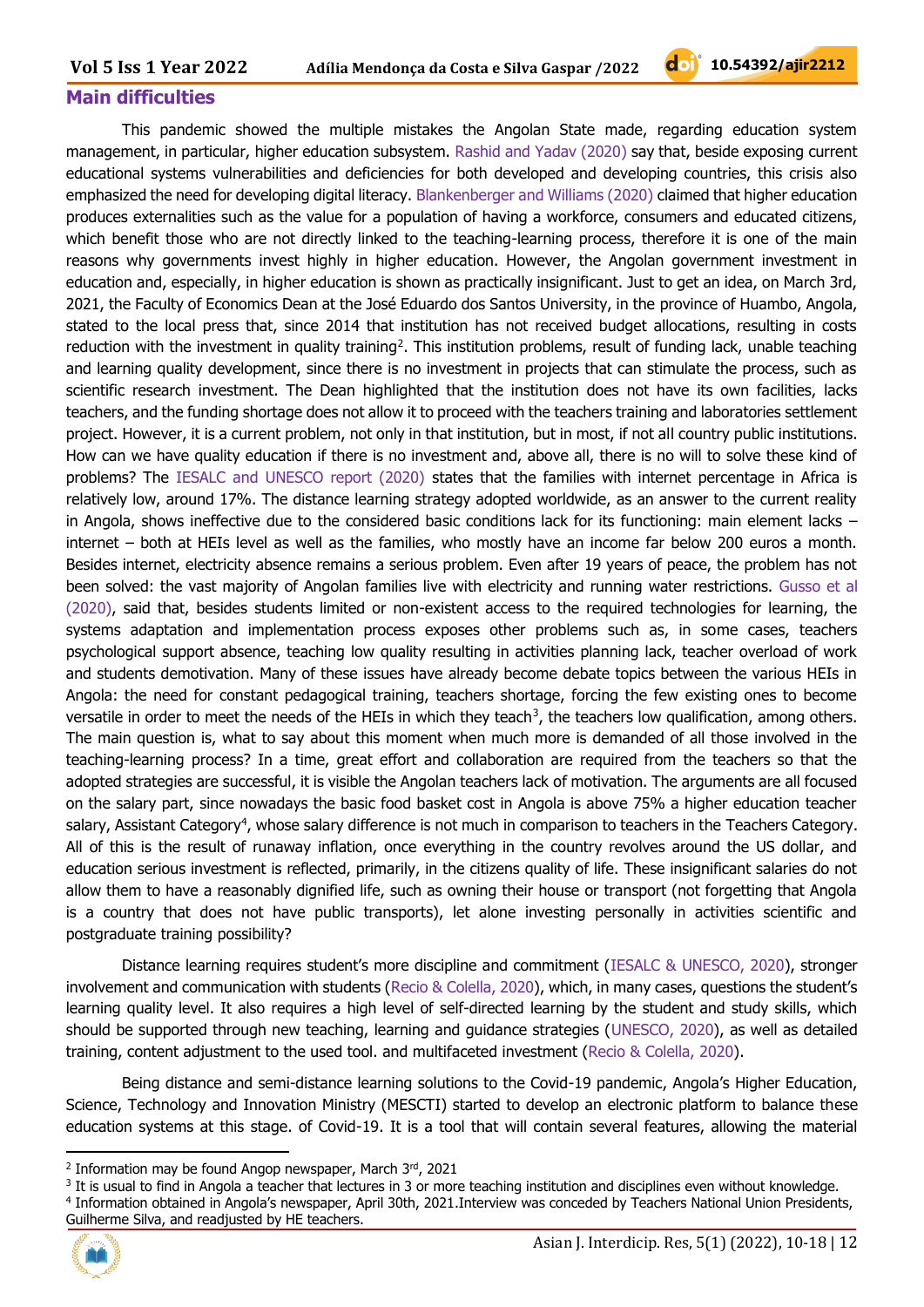## Main difficulties

This pandemic showed the multiple mistakes the Angolan State made, regarding education system management, in particular, higher education subsystem. Rashid and Yadav (2020) say that, beside exposing current educational systems vulnerabilities and deficiencies for both developed and developing countries, this crisis also emphasized the need for developing digital literacy. Blankenberger and Williams (2020) claimed that higher education produces externalities such as the value for a population of having a workforce, consumers and educated citizens, which benefit those who are not directly linked to the teaching-learning process, therefore it is one of the main reasons why governments invest highly in higher education. However, the Angolan government investment in education and, especially, in higher education is shown as practically insignificant. Just to get an idea, on March 3rd, 2021, the Faculty of Economics Dean at the José Eduardo dos Santos University, in the province of Huambo, Angola, stated to the local press that, since 2014 that institution has not received budget allocations, resulting in costs reduction with the investment in quality training[2]. This institution problems, result of funding lack, unable teaching and learning quality development, since there is no investment in projects that can stimulate the process, such as scientific research investment. The Dean highlighted that the institution does not have its own facilities, lacks teachers, and the funding shortage does not allow it to proceed with the teachers training and laboratories settlement project. However, it is a current problem, not only in that institution, but in most, if not all country public institutions. How can we have quality education if there is no investment and, above all, there is no will to solve these kind of problems? The IESALC and UNESCO report (2020) states that the families with internet percentage in Africa is relatively low, around 17%. The distance learning strategy adopted worldwide, as an answer to the current reality in Angola, shows ineffective due to the considered basic conditions lack for its functioning: main element lacks – internet – both at HEIs level as well as the families, who mostly have an income far below 200 euros a month. Besides internet, electricity absence remains a serious problem. Even after 19 years of peace, the problem has not been solved: the vast majority of Angolan families live with electricity and running water restrictions. Gusso et al (2020), said that, besides students limited or non-existent access to the required technologies for learning, the systems adaptation and implementation process exposes other problems such as, in some cases, teachers psychological support absence, teaching low quality resulting in activities planning lack, teacher overload of work and students demotivation. Many of these issues have already become debate topics between the various HEIs in Angola: the need for constant pedagogical training, teachers shortage, forcing the few existing ones to become versatile in order to meet the needs of the HEIs in which they teach[3], the teachers low qualification, among others. The main question is, what to say about this moment when much more is demanded of all those involved in the teaching-learning process? In a time, great effort and collaboration are required from the teachers so that the adopted strategies are successful, it is visible the Angolan teachers lack of motivation. The arguments are all focused on the salary part, since nowadays the basic food basket cost in Angola is above 75% a higher education teacher salary, Assistant Category[4], whose salary difference is not much in comparison to teachers in the Teachers Category. All of this is the result of runaway inflation, once everything in the country revolves around the US dollar, and education serious investment is reflected, primarily, in the citizens quality of life. These insignificant salaries do not allow them to have a reasonably dignified life, such as owning their house or transport (not forgetting that Angola is a country that does not have public transports), let alone investing personally in activities scientific and postgraduate training possibility?

Distance learning requires student's more discipline and commitment (IESALC & UNESCO, 2020), stronger involvement and communication with students (Recio & Colella, 2020), which, in many cases, questions the student's learning quality level. It also requires a high level of self-directed learning by the student and study skills, which should be supported through new teaching, learning and guidance strategies (UNESCO, 2020), as well as detailed training, content adjustment to the used tool. and multifaceted investment (Recio & Colella, 2020).

Being distance and semi-distance learning solutions to the Covid-19 pandemic, Angola's Higher Education, Science, Technology and Innovation Ministry (MESCTI) started to develop an electronic platform to balance these education systems at this stage. of Covid-19. It is a tool that will contain several features, allowing the material

---

[2] Information may be found Angop newspaper, March 3rd, 2021

[3] It is usual to find in Angola a teacher that lectures in 3 or more teaching institution and disciplines even without knowledge.

[4] Information obtained in Angola's newspaper, April 30th, 2021.Interview was conceded by Teachers National Union Presidents, Guilherme Silva, and readjusted by HE teachers.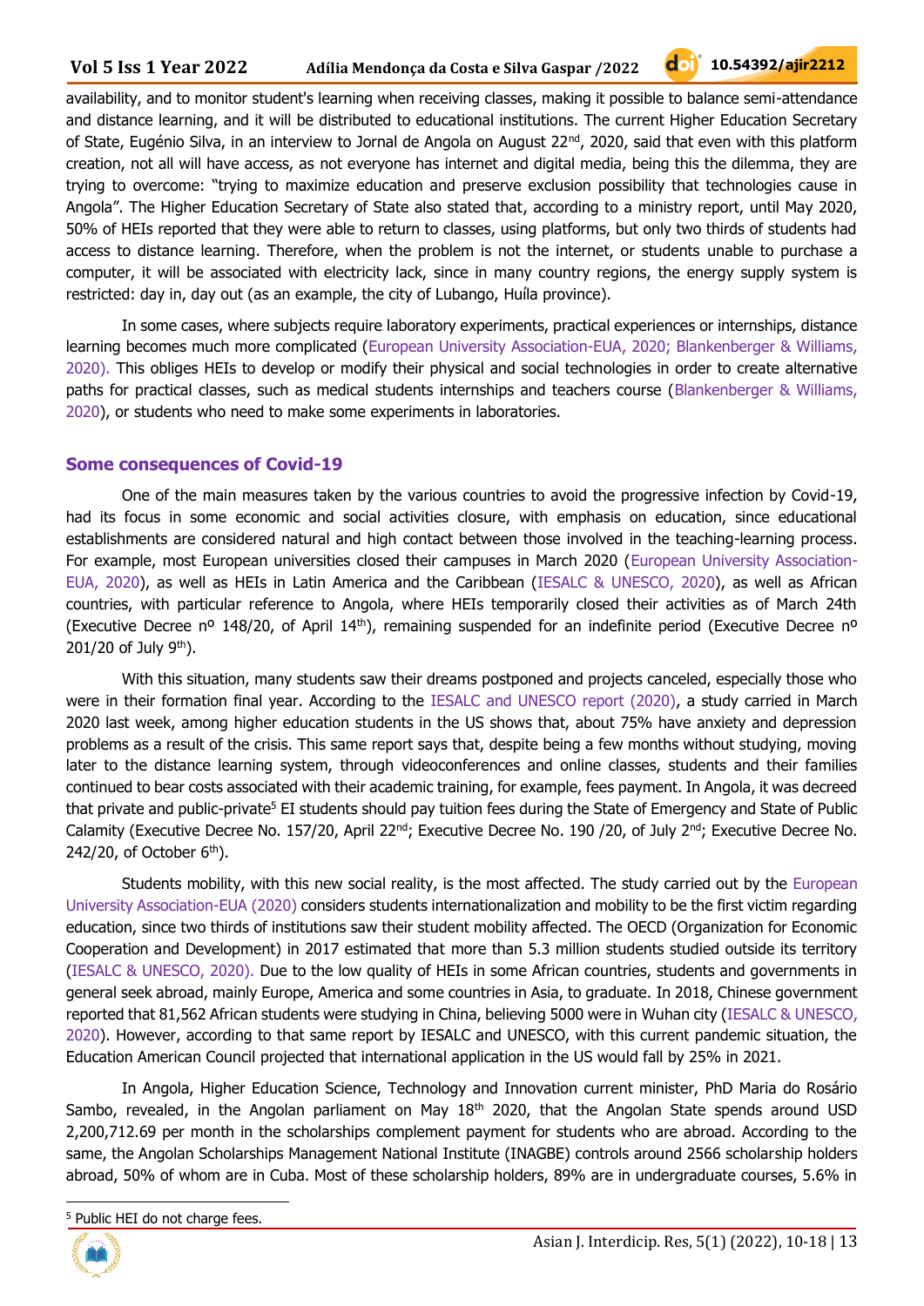availability, and to monitor student's learning when receiving classes, making it possible to balance semi-attendance and distance learning, and it will be distributed to educational institutions. The current Higher Education Secretary of State, Eugénio Silva, in an interview to Jornal de Angola on August 22nd, 2020, said that even with this platform creation, not all will have access, as not everyone has internet and digital media, being this the dilemma, they are trying to overcome: "trying to maximize education and preserve exclusion possibility that technologies cause in Angola". The Higher Education Secretary of State also stated that, according to a ministry report, until May 2020, 50% of HEIs reported that they were able to return to classes, using platforms, but only two thirds of students had access to distance learning. Therefore, when the problem is not the internet, or students unable to purchase a computer, it will be associated with electricity lack, since in many country regions, the energy supply system is restricted: day in, day out (as an example, the city of Lubango, Huíla province).

In some cases, where subjects require laboratory experiments, practical experiences or internships, distance learning becomes much more complicated (European University Association-EUA, 2020; Blankenberger & Williams, 2020). This obliges HEIs to develop or modify their physical and social technologies in order to create alternative paths for practical classes, such as medical students internships and teachers course (Blankenberger & Williams, 2020), or students who need to make some experiments in laboratories.

## Some consequences of Covid-19

One of the main measures taken by the various countries to avoid the progressive infection by Covid-19, had its focus in some economic and social activities closure, with emphasis on education, since educational establishments are considered natural and high contact between those involved in the teaching-learning process. For example, most European universities closed their campuses in March 2020 (European University Association-EUA, 2020), as well as HEIs in Latin America and the Caribbean (IESALC & UNESCO, 2020), as well as African countries, with particular reference to Angola, where HEIs temporarily closed their activities as of March 24th (Executive Decree nº 148/20, of April 14th), remaining suspended for an indefinite period (Executive Decree nº 201/20 of July 9th).

With this situation, many students saw their dreams postponed and projects canceled, especially those who were in their formation final year. According to the IESALC and UNESCO report (2020), a study carried in March 2020 last week, among higher education students in the US shows that, about 75% have anxiety and depression problems as a result of the crisis. This same report says that, despite being a few months without studying, moving later to the distance learning system, through videoconferences and online classes, students and their families continued to bear costs associated with their academic training, for example, fees payment. In Angola, it was decreed that private and public-private[5] EI students should pay tuition fees during the State of Emergency and State of Public Calamity (Executive Decree No. 157/20, April 22nd; Executive Decree No. 190 /20, of July 2nd; Executive Decree No. 242/20, of October 6th).

Students mobility, with this new social reality, is the most affected. The study carried out by the European University Association-EUA (2020) considers students internationalization and mobility to be the first victim regarding education, since two thirds of institutions saw their student mobility affected. The OECD (Organization for Economic Cooperation and Development) in 2017 estimated that more than 5.3 million students studied outside its territory (IESALC & UNESCO, 2020). Due to the low quality of HEIs in some African countries, students and governments in general seek abroad, mainly Europe, America and some countries in Asia, to graduate. In 2018, Chinese government reported that 81,562 African students were studying in China, believing 5000 were in Wuhan city (IESALC & UNESCO, 2020). However, according to that same report by IESALC and UNESCO, with this current pandemic situation, the Education American Council projected that international application in the US would fall by 25% in 2021.

In Angola, Higher Education Science, Technology and Innovation current minister, PhD Maria do Rosário Sambo, revealed, in the Angolan parliament on May 18th 2020, that the Angolan State spends around USD 2,200,712.69 per month in the scholarships complement payment for students who are abroad. According to the same, the Angolan Scholarships Management National Institute (INAGBE) controls around 2566 scholarship holders abroad, 50% of whom are in Cuba. Most of these scholarship holders, 89% are in undergraduate courses, 5.6% in

[5] Public HEI do not charge fees.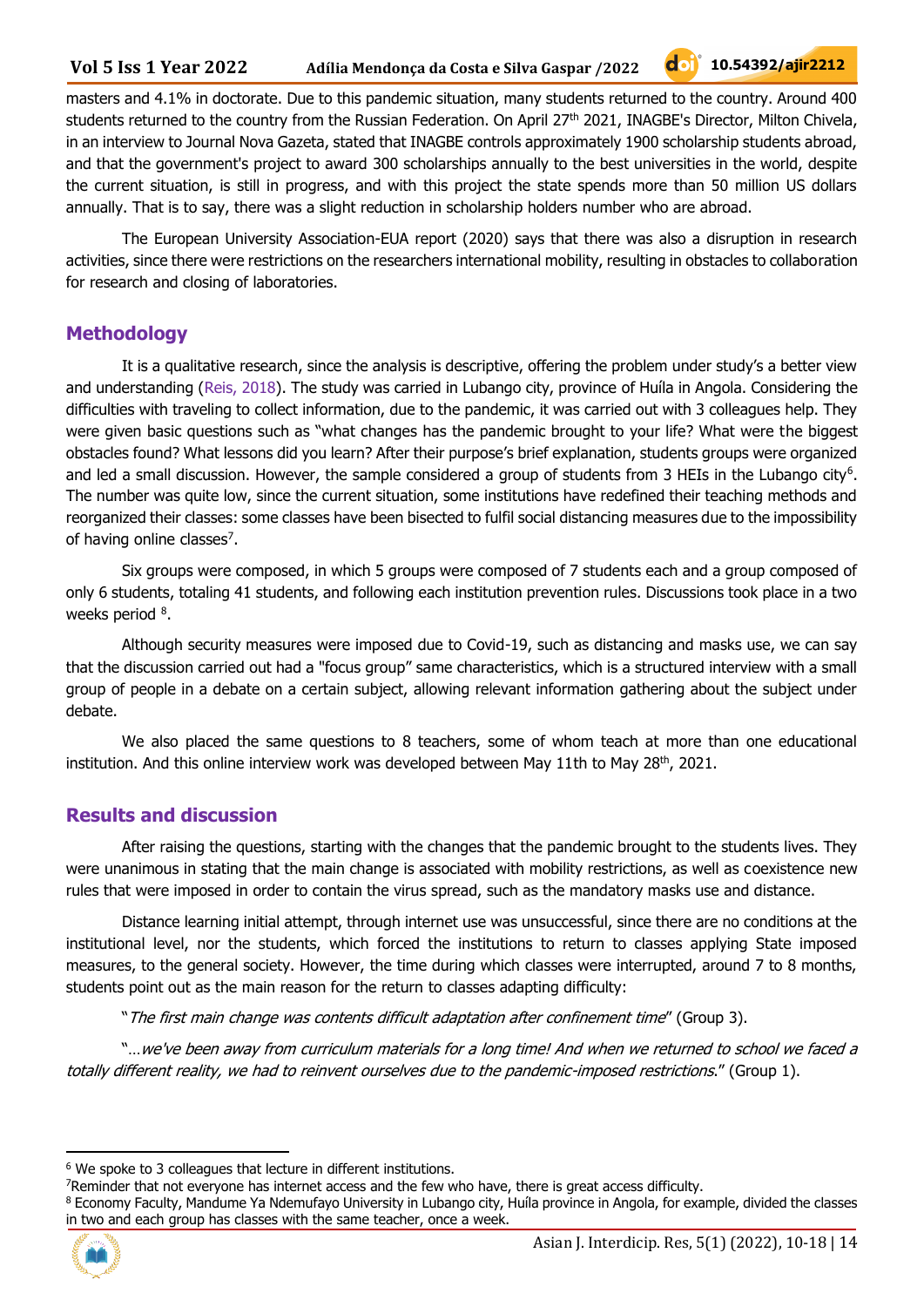masters and 4.1% in doctorate. Due to this pandemic situation, many students returned to the country. Around 400 students returned to the country from the Russian Federation. On April 27th 2021, INAGBE's Director, Milton Chivela, in an interview to Journal Nova Gazeta, stated that INAGBE controls approximately 1900 scholarship students abroad, and that the government's project to award 300 scholarships annually to the best universities in the world, despite the current situation, is still in progress, and with this project the state spends more than 50 million US dollars annually. That is to say, there was a slight reduction in scholarship holders number who are abroad.

The European University Association-EUA report (2020) says that there was also a disruption in research activities, since there were restrictions on the researchers international mobility, resulting in obstacles to collaboration for research and closing of laboratories.

## Methodology

It is a qualitative research, since the analysis is descriptive, offering the problem under study's a better view and understanding (Reis, 2018). The study was carried in Lubango city, province of Huíla in Angola. Considering the difficulties with traveling to collect information, due to the pandemic, it was carried out with 3 colleagues help. They were given basic questions such as "what changes has the pandemic brought to your life? What were the biggest obstacles found? What lessons did you learn? After their purpose's brief explanation, students groups were organized and led a small discussion. However, the sample considered a group of students from 3 HEIs in the Lubango city[6]. The number was quite low, since the current situation, some institutions have redefined their teaching methods and reorganized their classes: some classes have been bisected to fulfil social distancing measures due to the impossibility of having online classes[7].

Six groups were composed, in which 5 groups were composed of 7 students each and a group composed of only 6 students, totaling 41 students, and following each institution prevention rules. Discussions took place in a two weeks period [8].

Although security measures were imposed due to Covid-19, such as distancing and masks use, we can say that the discussion carried out had a "focus group" same characteristics, which is a structured interview with a small group of people in a debate on a certain subject, allowing relevant information gathering about the subject under debate.

We also placed the same questions to 8 teachers, some of whom teach at more than one educational institution. And this online interview work was developed between May 11th to May 28th, 2021.

## Results and discussion

After raising the questions, starting with the changes that the pandemic brought to the students lives. They were unanimous in stating that the main change is associated with mobility restrictions, as well as coexistence new rules that were imposed in order to contain the virus spread, such as the mandatory masks use and distance.

Distance learning initial attempt, through internet use was unsuccessful, since there are no conditions at the institutional level, nor the students, which forced the institutions to return to classes applying State imposed measures, to the general society. However, the time during which classes were interrupted, around 7 to 8 months, students point out as the main reason for the return to classes adapting difficulty:

"*The first main change was contents difficult adaptation after confinement time*" (Group 3).

"…*we've been away from curriculum materials for a long time! And when we returned to school we faced a totally different reality, we had to reinvent ourselves due to the pandemic-imposed restrictions.*" (Group 1).

---

[6] We spoke to 3 colleagues that lecture in different institutions.

[7] Reminder that not everyone has internet access and the few who have, there is great access difficulty.

[8] Economy Faculty, Mandume Ya Ndemufayo University in Lubango city, Huíla province in Angola, for example, divided the classes in two and each group has classes with the same teacher, once a week.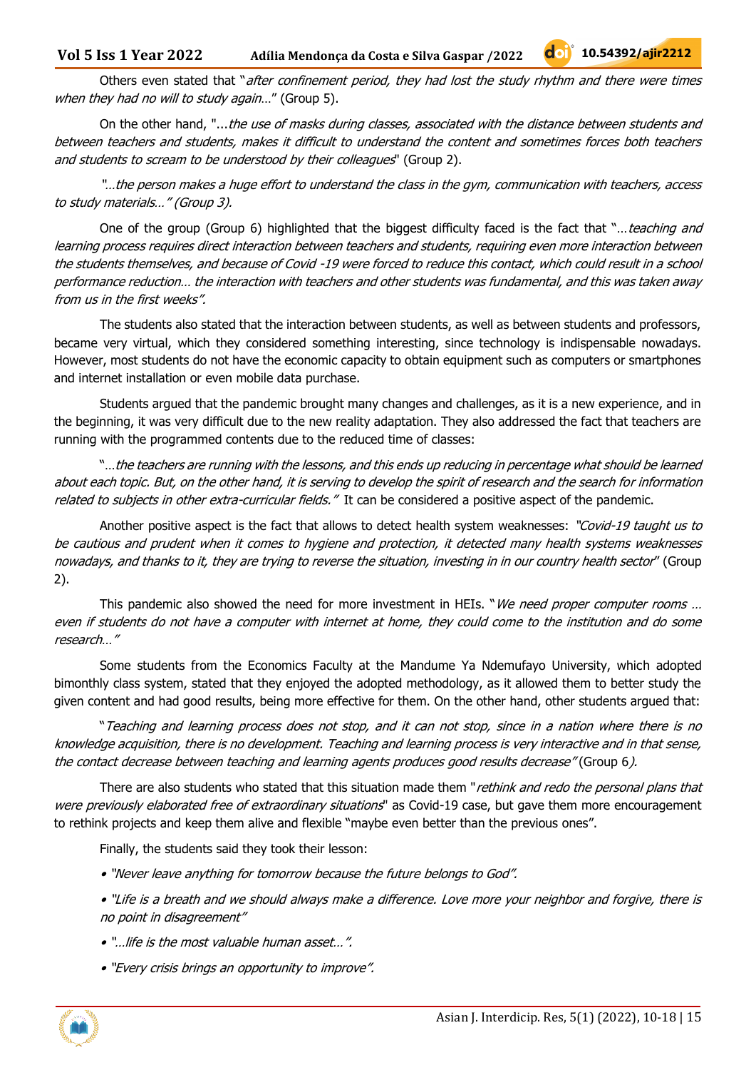Others even stated that "*after confinement period, they had lost the study rhythm and there were times when they had no will to study again…*" (Group 5).

On the other hand, "*...the use of masks during classes, associated with the distance between students and between teachers and students, makes it difficult to understand the content and sometimes forces both teachers and students to scream to be understood by their colleagues*" (Group 2).

*"…the person makes a huge effort to understand the class in the gym, communication with teachers, access to study materials…" (Group 3).*

One of the group (Group 6) highlighted that the biggest difficulty faced is the fact that "*…teaching and learning process requires direct interaction between teachers and students, requiring even more interaction between the students themselves, and because of Covid -19 were forced to reduce this contact, which could result in a school performance reduction… the interaction with teachers and other students was fundamental, and this was taken away from us in the first weeks".*

The students also stated that the interaction between students, as well as between students and professors, became very virtual, which they considered something interesting, since technology is indispensable nowadays. However, most students do not have the economic capacity to obtain equipment such as computers or smartphones and internet installation or even mobile data purchase.

Students argued that the pandemic brought many changes and challenges, as it is a new experience, and in the beginning, it was very difficult due to the new reality adaptation. They also addressed the fact that teachers are running with the programmed contents due to the reduced time of classes:

"*…the teachers are running with the lessons, and this ends up reducing in percentage what should be learned about each topic. But, on the other hand, it is serving to develop the spirit of research and the search for information related to subjects in other extra-curricular fields."* It can be considered a positive aspect of the pandemic.

Another positive aspect is the fact that allows to detect health system weaknesses: *"Covid-19 taught us to be cautious and prudent when it comes to hygiene and protection, it detected many health systems weaknesses nowadays, and thanks to it, they are trying to reverse the situation, investing in in our country health sector*" (Group 2).

This pandemic also showed the need for more investment in HEIs. "*We need proper computer rooms … even if students do not have a computer with internet at home, they could come to the institution and do some research…"*

Some students from the Economics Faculty at the Mandume Ya Ndemufayo University, which adopted bimonthly class system, stated that they enjoyed the adopted methodology, as it allowed them to better study the given content and had good results, being more effective for them. On the other hand, other students argued that:

"*Teaching and learning process does not stop, and it can not stop, since in a nation where there is no knowledge acquisition, there is no development. Teaching and learning process is very interactive and in that sense, the contact decrease between teaching and learning agents produces good results decrease"* (Group 6*).*

There are also students who stated that this situation made them "*rethink and redo the personal plans that were previously elaborated free of extraordinary situations*" as Covid-19 case, but gave them more encouragement to rethink projects and keep them alive and flexible "maybe even better than the previous ones".

Finally, the students said they took their lesson:

- *"Never leave anything for tomorrow because the future belongs to God".*
- *"Life is a breath and we should always make a difference. Love more your neighbor and forgive, there is no point in disagreement"*
- *"…life is the most valuable human asset…".*
- *"Every crisis brings an opportunity to improve".*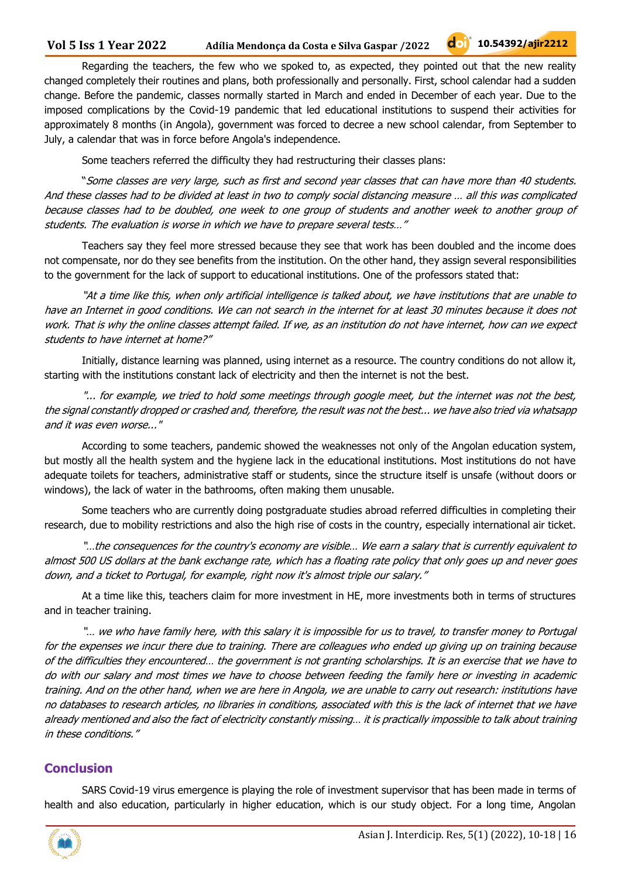Regarding the teachers, the few who we spoked to, as expected, they pointed out that the new reality changed completely their routines and plans, both professionally and personally. First, school calendar had a sudden change. Before the pandemic, classes normally started in March and ended in December of each year. Due to the imposed complications by the Covid-19 pandemic that led educational institutions to suspend their activities for approximately 8 months (in Angola), government was forced to decree a new school calendar, from September to July, a calendar that was in force before Angola's independence.

Some teachers referred the difficulty they had restructuring their classes plans:

*"Some classes are very large, such as first and second year classes that can have more than 40 students. And these classes had to be divided at least in two to comply social distancing measure … all this was complicated because classes had to be doubled, one week to one group of students and another week to another group of students. The evaluation is worse in which we have to prepare several tests…"*

Teachers say they feel more stressed because they see that work has been doubled and the income does not compensate, nor do they see benefits from the institution. On the other hand, they assign several responsibilities to the government for the lack of support to educational institutions. One of the professors stated that:

*"At a time like this, when only artificial intelligence is talked about, we have institutions that are unable to have an Internet in good conditions. We can not search in the internet for at least 30 minutes because it does not work. That is why the online classes attempt failed. If we, as an institution do not have internet, how can we expect students to have internet at home?"*

Initially, distance learning was planned, using internet as a resource. The country conditions do not allow it, starting with the institutions constant lack of electricity and then the internet is not the best.

*"... for example, we tried to hold some meetings through google meet, but the internet was not the best, the signal constantly dropped or crashed and, therefore, the result was not the best... we have also tried via whatsapp and it was even worse..."*

According to some teachers, pandemic showed the weaknesses not only of the Angolan education system, but mostly all the health system and the hygiene lack in the educational institutions. Most institutions do not have adequate toilets for teachers, administrative staff or students, since the structure itself is unsafe (without doors or windows), the lack of water in the bathrooms, often making them unusable.

Some teachers who are currently doing postgraduate studies abroad referred difficulties in completing their research, due to mobility restrictions and also the high rise of costs in the country, especially international air ticket.

*"…the consequences for the country's economy are visible… We earn a salary that is currently equivalent to almost 500 US dollars at the bank exchange rate, which has a floating rate policy that only goes up and never goes down, and a ticket to Portugal, for example, right now it's almost triple our salary."*

At a time like this, teachers claim for more investment in HE, more investments both in terms of structures and in teacher training.

*"… we who have family here, with this salary it is impossible for us to travel, to transfer money to Portugal for the expenses we incur there due to training. There are colleagues who ended up giving up on training because of the difficulties they encountered… the government is not granting scholarships. It is an exercise that we have to do with our salary and most times we have to choose between feeding the family here or investing in academic training. And on the other hand, when we are here in Angola, we are unable to carry out research: institutions have no databases to research articles, no libraries in conditions, associated with this is the lack of internet that we have already mentioned and also the fact of electricity constantly missing… it is practically impossible to talk about training in these conditions."*

## Conclusion

SARS Covid-19 virus emergence is playing the role of investment supervisor that has been made in terms of health and also education, particularly in higher education, which is our study object. For a long time, Angolan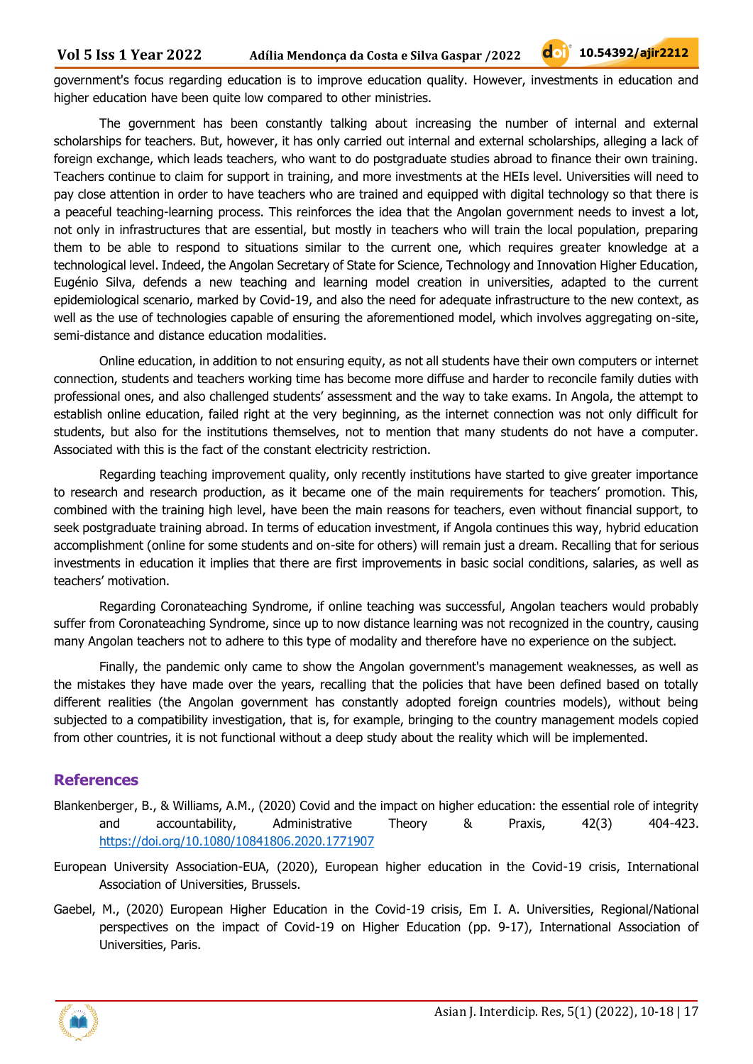government's focus regarding education is to improve education quality. However, investments in education and higher education have been quite low compared to other ministries.

The government has been constantly talking about increasing the number of internal and external scholarships for teachers. But, however, it has only carried out internal and external scholarships, alleging a lack of foreign exchange, which leads teachers, who want to do postgraduate studies abroad to finance their own training. Teachers continue to claim for support in training, and more investments at the HEIs level. Universities will need to pay close attention in order to have teachers who are trained and equipped with digital technology so that there is a peaceful teaching-learning process. This reinforces the idea that the Angolan government needs to invest a lot, not only in infrastructures that are essential, but mostly in teachers who will train the local population, preparing them to be able to respond to situations similar to the current one, which requires greater knowledge at a technological level. Indeed, the Angolan Secretary of State for Science, Technology and Innovation Higher Education, Eugénio Silva, defends a new teaching and learning model creation in universities, adapted to the current epidemiological scenario, marked by Covid-19, and also the need for adequate infrastructure to the new context, as well as the use of technologies capable of ensuring the aforementioned model, which involves aggregating on-site, semi-distance and distance education modalities.

Online education, in addition to not ensuring equity, as not all students have their own computers or internet connection, students and teachers working time has become more diffuse and harder to reconcile family duties with professional ones, and also challenged students' assessment and the way to take exams. In Angola, the attempt to establish online education, failed right at the very beginning, as the internet connection was not only difficult for students, but also for the institutions themselves, not to mention that many students do not have a computer. Associated with this is the fact of the constant electricity restriction.

Regarding teaching improvement quality, only recently institutions have started to give greater importance to research and research production, as it became one of the main requirements for teachers' promotion. This, combined with the training high level, have been the main reasons for teachers, even without financial support, to seek postgraduate training abroad. In terms of education investment, if Angola continues this way, hybrid education accomplishment (online for some students and on-site for others) will remain just a dream. Recalling that for serious investments in education it implies that there are first improvements in basic social conditions, salaries, as well as teachers' motivation.

Regarding Coronateaching Syndrome, if online teaching was successful, Angolan teachers would probably suffer from Coronateaching Syndrome, since up to now distance learning was not recognized in the country, causing many Angolan teachers not to adhere to this type of modality and therefore have no experience on the subject.

Finally, the pandemic only came to show the Angolan government's management weaknesses, as well as the mistakes they have made over the years, recalling that the policies that have been defined based on totally different realities (the Angolan government has constantly adopted foreign countries models), without being subjected to a compatibility investigation, that is, for example, bringing to the country management models copied from other countries, it is not functional without a deep study about the reality which will be implemented.

## References

Blankenberger, B., & Williams, A.M., (2020) Covid and the impact on higher education: the essential role of integrity and accountability, Administrative Theory & Praxis, 42(3) 404-423. https://doi.org/10.1080/10841806.2020.1771907

European University Association-EUA, (2020), European higher education in the Covid-19 crisis, International Association of Universities, Brussels.

Gaebel, M., (2020) European Higher Education in the Covid-19 crisis, Em I. A. Universities, Regional/National perspectives on the impact of Covid-19 on Higher Education (pp. 9-17), International Association of Universities, Paris.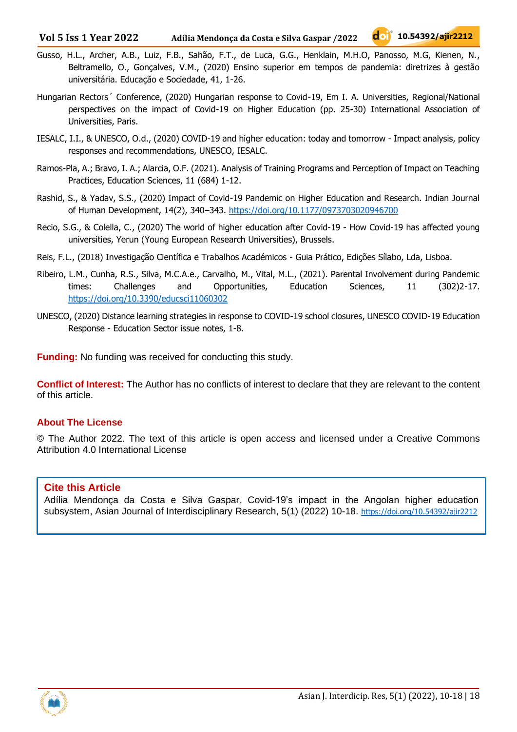Gusso, H.L., Archer, A.B., Luiz, F.B., Sahão, F.T., de Luca, G.G., Henklain, M.H.O, Panosso, M.G, Kienen, N., Beltramello, O., Gonçalves, V.M., (2020) Ensino superior em tempos de pandemia: diretrizes à gestão universitária. Educação e Sociedade, 41, 1-26.

Hungarian Rectors´ Conference, (2020) Hungarian response to Covid-19, Em I. A. Universities, Regional/National perspectives on the impact of Covid-19 on Higher Education (pp. 25-30) International Association of Universities, Paris.

IESALC, I.I., & UNESCO, O.d., (2020) COVID-19 and higher education: today and tomorrow - Impact analysis, policy responses and recommendations, UNESCO, IESALC.

Ramos-Pla, A.; Bravo, I. A.; Alarcia, O.F. (2021). Analysis of Training Programs and Perception of Impact on Teaching Practices, Education Sciences, 11 (684) 1-12.

Rashid, S., & Yadav, S.S., (2020) Impact of Covid-19 Pandemic on Higher Education and Research. Indian Journal of Human Development, 14(2), 340–343. https://doi.org/10.1177/0973703020946700

Recio, S.G., & Colella, C., (2020) The world of higher education after Covid-19 - How Covid-19 has affected young universities, Yerun (Young European Research Universities), Brussels.

Reis, F.L., (2018) Investigação Científica e Trabalhos Académicos - Guia Prático, Edições Sílabo, Lda, Lisboa.

Ribeiro, L.M., Cunha, R.S., Silva, M.C.A.e., Carvalho, M., Vital, M.L., (2021). Parental Involvement during Pandemic times: Challenges and Opportunities, Education Sciences, 11 (302)2-17. https://doi.org/10.3390/educsci11060302

UNESCO, (2020) Distance learning strategies in response to COVID-19 school closures, UNESCO COVID-19 Education Response - Education Sector issue notes, 1-8.

**Funding:** No funding was received for conducting this study.

**Conflict of Interest:** The Author has no conflicts of interest to declare that they are relevant to the content of this article.

**About The License**

© The Author 2022. The text of this article is open access and licensed under a Creative Commons Attribution 4.0 International License

**Cite this Article**

Adília Mendonça da Costa e Silva Gaspar, Covid-19's impact in the Angolan higher education subsystem, Asian Journal of Interdisciplinary Research, 5(1) (2022) 10-18. https://doi.org/10.54392/ajir2212